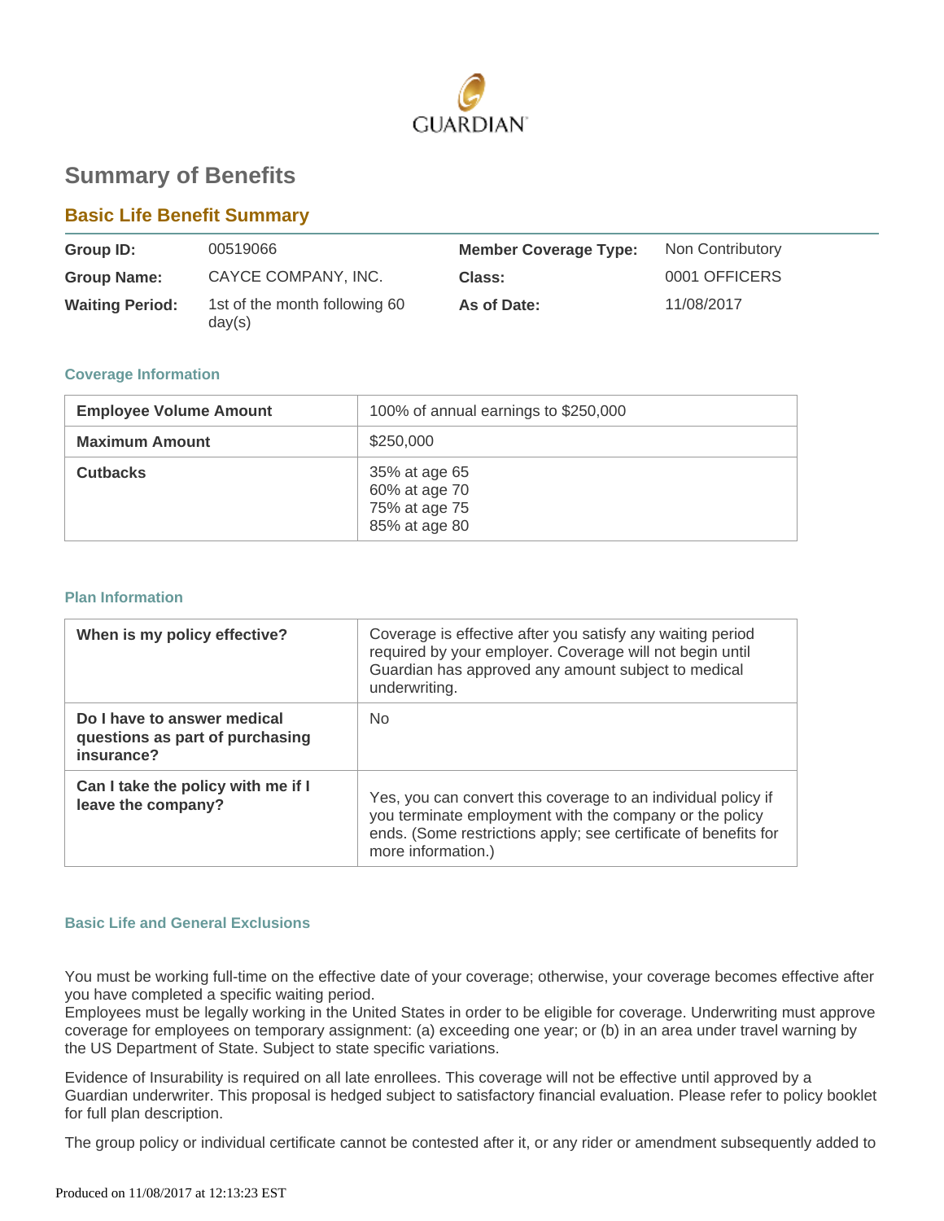GUARDIAN

# Summary of Benefits

## Basic Life Benefit Summary

| | | | |
|---|---|---|---|
| **Group ID:** | 00519066 | **Member Coverage Type:** | Non Contributory |
| **Group Name:** | CAYCE COMPANY, INC. | **Class:** | 0001 OFFICERS |
| **Waiting Period:** | 1st of the month following 60 day(s) | **As of Date:** | 11/08/2017 |

### Coverage Information

| | |
|---|---|
| **Employee Volume Amount** | 100% of annual earnings to $250,000 |
| **Maximum Amount** | $250,000 |
| **Cutbacks** | 35% at age 65<br>60% at age 70<br>75% at age 75<br>85% at age 80 |

### Plan Information

| | |
|---|---|
| **When is my policy effective?** | Coverage is effective after you satisfy any waiting period required by your employer. Coverage will not begin until Guardian has approved any amount subject to medical underwriting. |
| **Do I have to answer medical questions as part of purchasing insurance?** | No |
| **Can I take the policy with me if I leave the company?** | Yes, you can convert this coverage to an individual policy if you terminate employment with the company or the policy ends. (Some restrictions apply; see certificate of benefits for more information.) |

### Basic Life and General Exclusions

You must be working full-time on the effective date of your coverage; otherwise, your coverage becomes effective after you have completed a specific waiting period.
Employees must be legally working in the United States in order to be eligible for coverage. Underwriting must approve coverage for employees on temporary assignment: (a) exceeding one year; or (b) in an area under travel warning by the US Department of State. Subject to state specific variations.

Evidence of Insurability is required on all late enrollees. This coverage will not be effective until approved by a Guardian underwriter. This proposal is hedged subject to satisfactory financial evaluation. Please refer to policy booklet for full plan description.

The group policy or individual certificate cannot be contested after it, or any rider or amendment subsequently added to

Produced on 11/08/2017 at 12:13:23 EST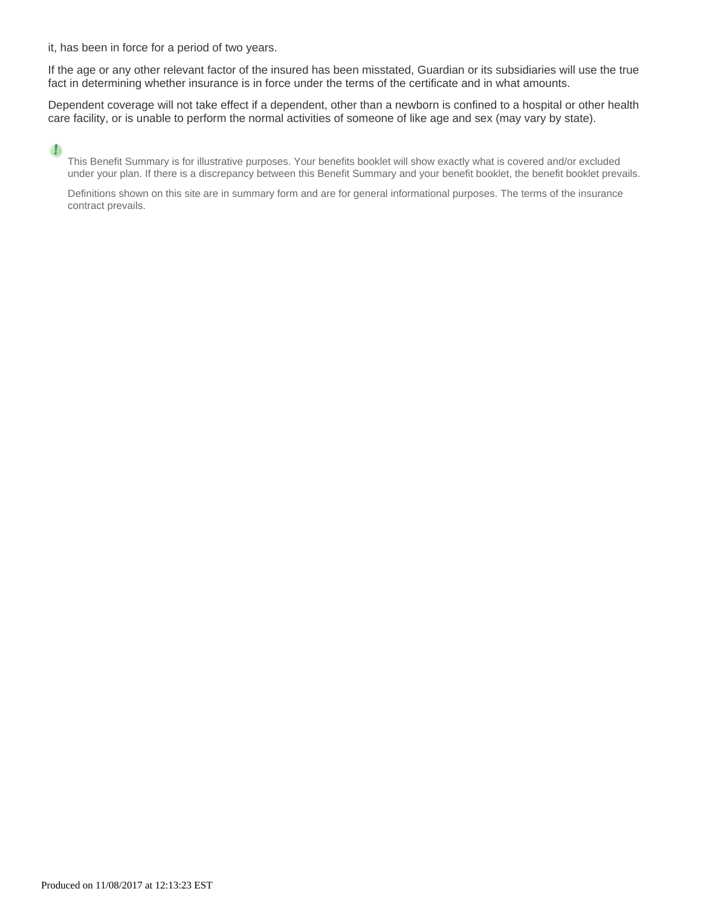it, has been in force for a period of two years.

If the age or any other relevant factor of the insured has been misstated, Guardian or its subsidiaries will use the true fact in determining whether insurance is in force under the terms of the certificate and in what amounts.

Dependent coverage will not take effect if a dependent, other than a newborn is confined to a hospital or other health care facility, or is unable to perform the normal activities of someone of like age and sex (may vary by state).

This Benefit Summary is for illustrative purposes. Your benefits booklet will show exactly what is covered and/or excluded under your plan. If there is a discrepancy between this Benefit Summary and your benefit booklet, the benefit booklet prevails.

Definitions shown on this site are in summary form and are for general informational purposes. The terms of the insurance contract prevails.

Produced on 11/08/2017 at 12:13:23 EST